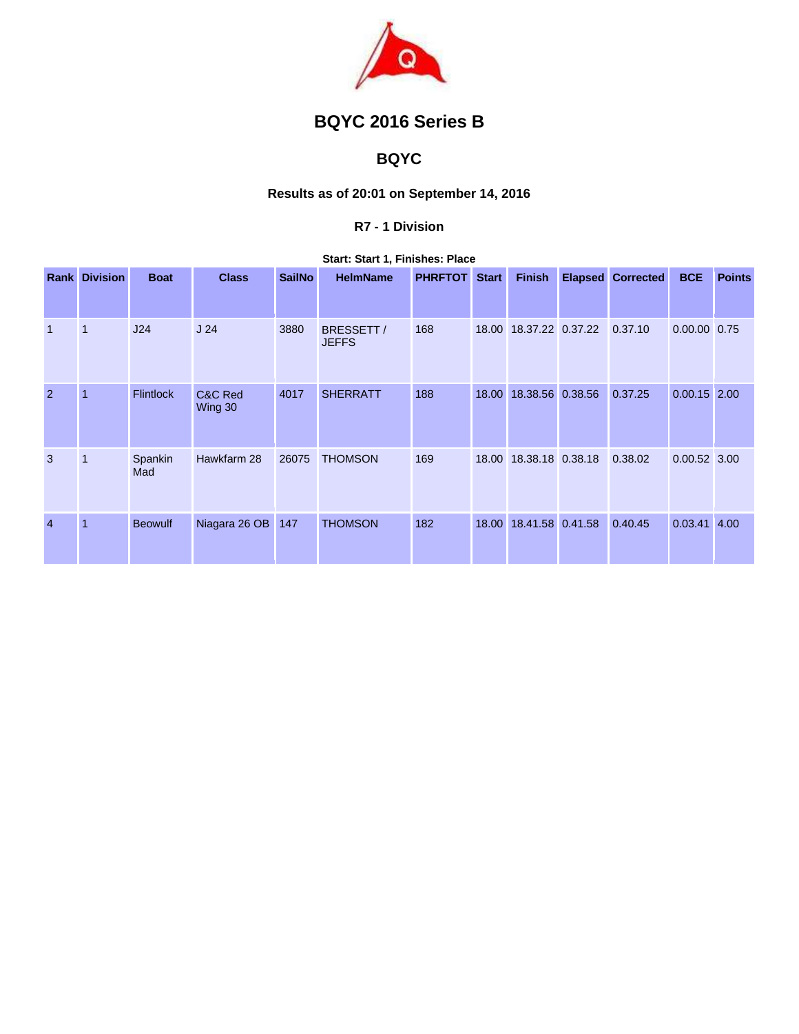# BQYC 2016 Series B

## BQYC

### Results as of 20:01 on September 14, 2016

#### R7 - 1 Division

**Start: Start 1, Finishes: Place**

| Rank | Division | Boat | Class | SailNo | HelmName | PHRFTOT | Start | Finish | Elapsed | Corrected | BCE | Points |
|---|---|---|---|---|---|---|---|---|---|---|---|---|
| 1 | 1 | J24 | J 24 | 3880 | BRESSETT / JEFFS | 168 | 18.00 | 18.37.22 | 0.37.22 | 0.37.10 | 0.00.00 | 0.75 |
| 2 | 1 | Flintlock | C&C Red Wing 30 | 4017 | SHERRATT | 188 | 18.00 | 18.38.56 | 0.38.56 | 0.37.25 | 0.00.15 | 2.00 |
| 3 | 1 | Spankin Mad | Hawkfarm 28 | 26075 | THOMSON | 169 | 18.00 | 18.38.18 | 0.38.18 | 0.38.02 | 0.00.52 | 3.00 |
| 4 | 1 | Beowulf | Niagara 26 OB | 147 | THOMSON | 182 | 18.00 | 18.41.58 | 0.41.58 | 0.40.45 | 0.03.41 | 4.00 |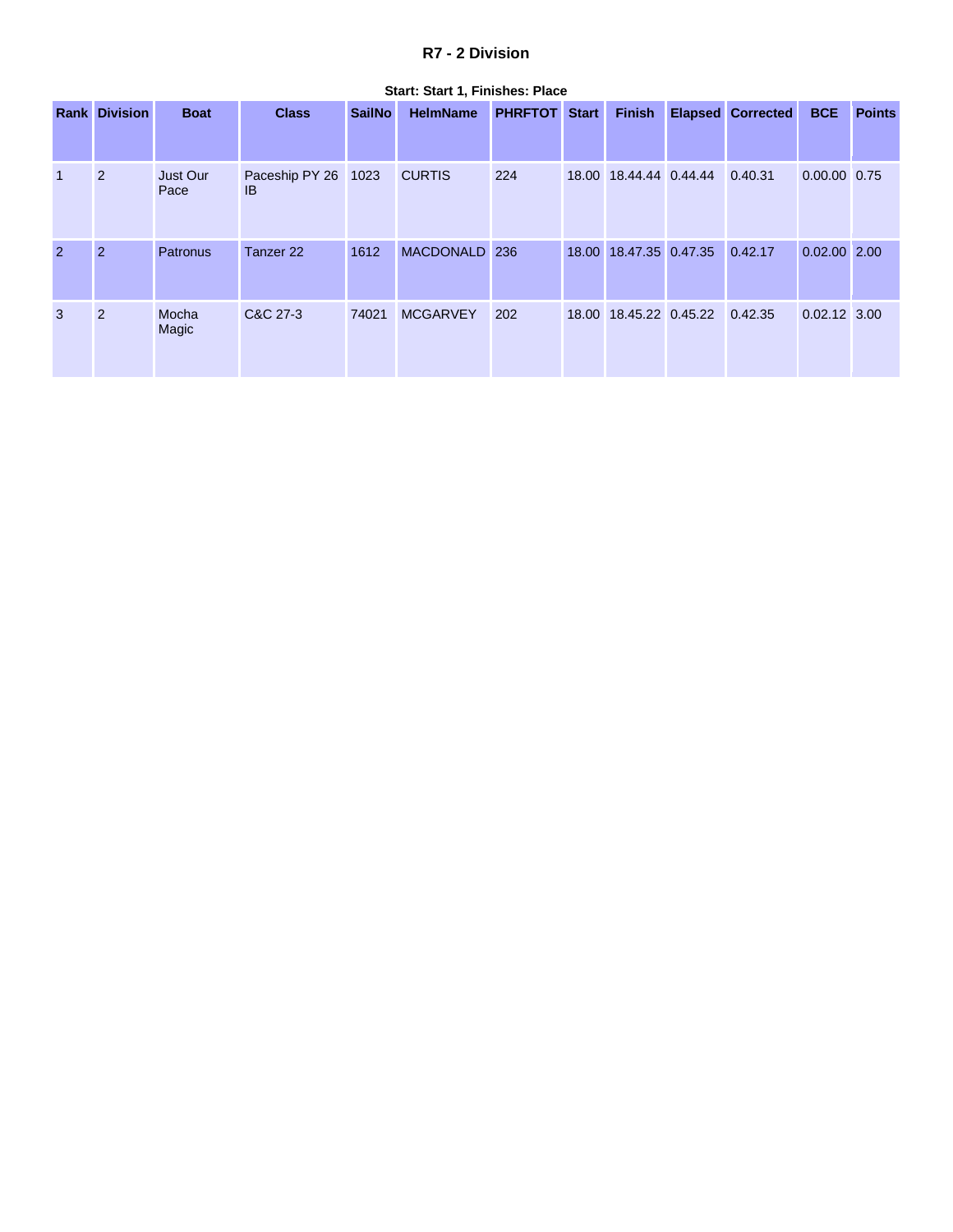### R7 - 2 Division

**Start: Start 1, Finishes: Place**

| Rank | Division | Boat | Class | SailNo | HelmName | PHRFTOT | Start | Finish | Elapsed | Corrected | BCE | Points |
|---|---|---|---|---|---|---|---|---|---|---|---|---|
| 1 | 2 | Just Our Pace | Paceship PY 26 IB | 1023 | CURTIS | 224 | 18.00 | 18.44.44 | 0.44.44 | 0.40.31 | 0.00.00 | 0.75 |
| 2 | 2 | Patronus | Tanzer 22 | 1612 | MACDONALD | 236 | 18.00 | 18.47.35 | 0.47.35 | 0.42.17 | 0.02.00 | 2.00 |
| 3 | 2 | Mocha Magic | C&C 27-3 | 74021 | MCGARVEY | 202 | 18.00 | 18.45.22 | 0.45.22 | 0.42.35 | 0.02.12 | 3.00 |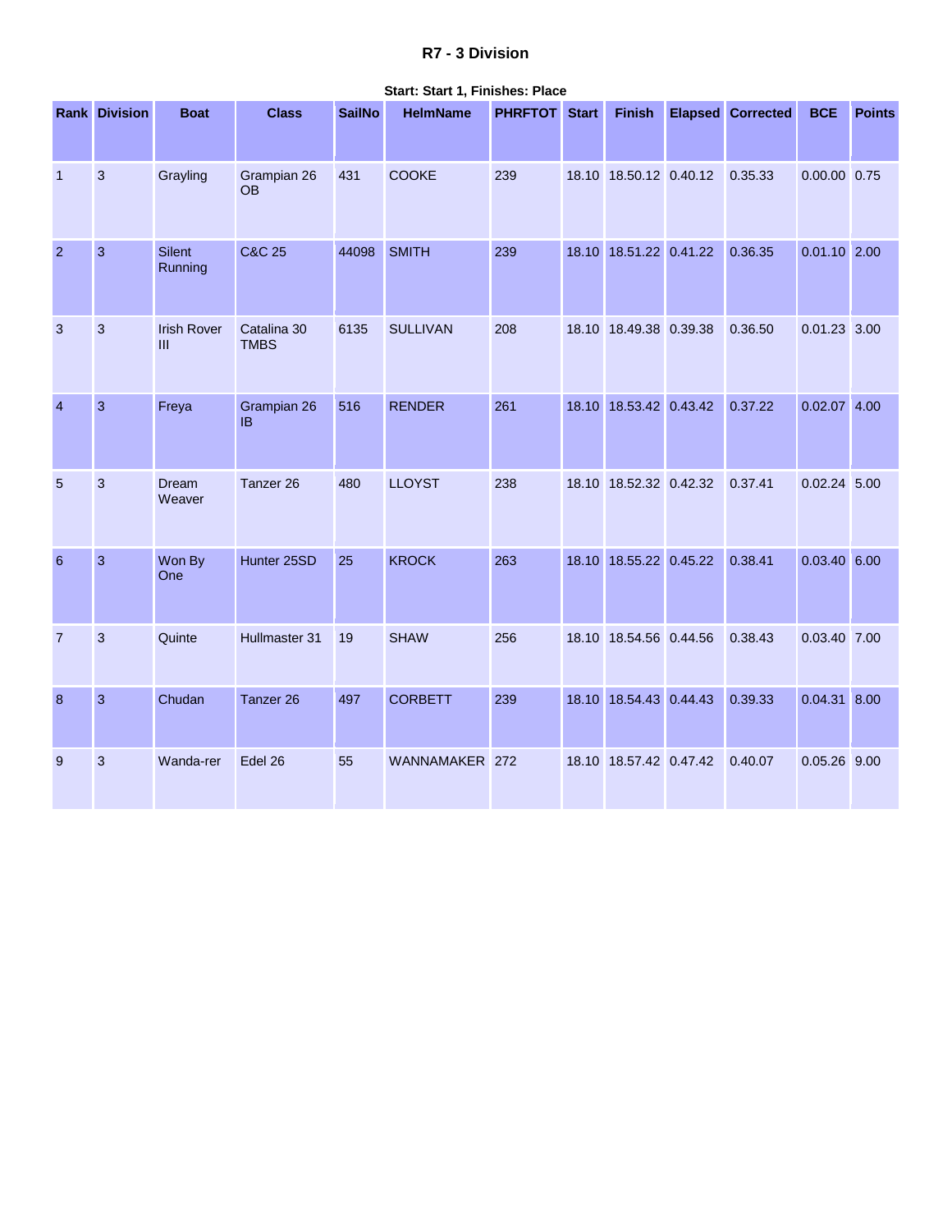# R7 - 3 Division

**Start: Start 1, Finishes: Place**

| Rank | Division | Boat | Class | SailNo | HelmName | PHRFTOT | Start | Finish | Elapsed | Corrected | BCE | Points |
|---|---|---|---|---|---|---|---|---|---|---|---|---|
| 1 | 3 | Grayling | Grampian 26 OB | 431 | COOKE | 239 | 18.10 | 18.50.12 | 0.40.12 | 0.35.33 | 0.00.00 | 0.75 |
| 2 | 3 | Silent Running | C&C 25 | 44098 | SMITH | 239 | 18.10 | 18.51.22 | 0.41.22 | 0.36.35 | 0.01.10 | 2.00 |
| 3 | 3 | Irish Rover III | Catalina 30 TMBS | 6135 | SULLIVAN | 208 | 18.10 | 18.49.38 | 0.39.38 | 0.36.50 | 0.01.23 | 3.00 |
| 4 | 3 | Freya | Grampian 26 IB | 516 | RENDER | 261 | 18.10 | 18.53.42 | 0.43.42 | 0.37.22 | 0.02.07 | 4.00 |
| 5 | 3 | Dream Weaver | Tanzer 26 | 480 | LLOYST | 238 | 18.10 | 18.52.32 | 0.42.32 | 0.37.41 | 0.02.24 | 5.00 |
| 6 | 3 | Won By One | Hunter 25SD | 25 | KROCK | 263 | 18.10 | 18.55.22 | 0.45.22 | 0.38.41 | 0.03.40 | 6.00 |
| 7 | 3 | Quinte | Hullmaster 31 | 19 | SHAW | 256 | 18.10 | 18.54.56 | 0.44.56 | 0.38.43 | 0.03.40 | 7.00 |
| 8 | 3 | Chudan | Tanzer 26 | 497 | CORBETT | 239 | 18.10 | 18.54.43 | 0.44.43 | 0.39.33 | 0.04.31 | 8.00 |
| 9 | 3 | Wanda-rer | Edel 26 | 55 | WANNAMAKER | 272 | 18.10 | 18.57.42 | 0.47.42 | 0.40.07 | 0.05.26 | 9.00 |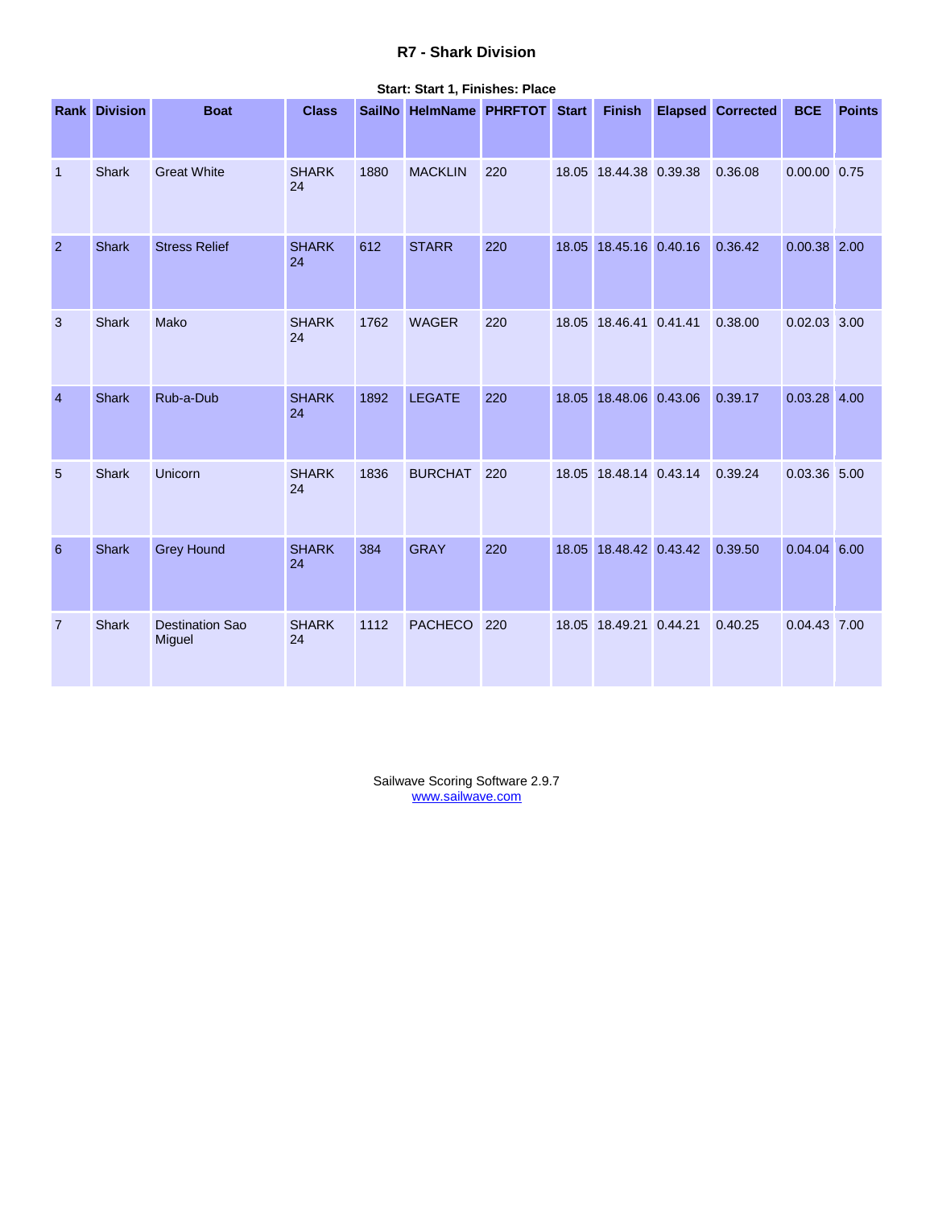### R7 - Shark Division

**Start: Start 1, Finishes: Place**

| Rank | Division | Boat | Class | SailNo | HelmName | PHRFTOT | Start | Finish | Elapsed | Corrected | BCE | Points |
|---|---|---|---|---|---|---|---|---|---|---|---|---|
| 1 | Shark | Great White | SHARK 24 | 1880 | MACKLIN | 220 | 18.05 | 18.44.38 | 0.39.38 | 0.36.08 | 0.00.00 | 0.75 |
| 2 | Shark | Stress Relief | SHARK 24 | 612 | STARR | 220 | 18.05 | 18.45.16 | 0.40.16 | 0.36.42 | 0.00.38 | 2.00 |
| 3 | Shark | Mako | SHARK 24 | 1762 | WAGER | 220 | 18.05 | 18.46.41 | 0.41.41 | 0.38.00 | 0.02.03 | 3.00 |
| 4 | Shark | Rub-a-Dub | SHARK 24 | 1892 | LEGATE | 220 | 18.05 | 18.48.06 | 0.43.06 | 0.39.17 | 0.03.28 | 4.00 |
| 5 | Shark | Unicorn | SHARK 24 | 1836 | BURCHAT | 220 | 18.05 | 18.48.14 | 0.43.14 | 0.39.24 | 0.03.36 | 5.00 |
| 6 | Shark | Grey Hound | SHARK 24 | 384 | GRAY | 220 | 18.05 | 18.48.42 | 0.43.42 | 0.39.50 | 0.04.04 | 6.00 |
| 7 | Shark | Destination Sao Miguel | SHARK 24 | 1112 | PACHECO | 220 | 18.05 | 18.49.21 | 0.44.21 | 0.40.25 | 0.04.43 | 7.00 |

Sailwave Scoring Software 2.9.7
www.sailwave.com